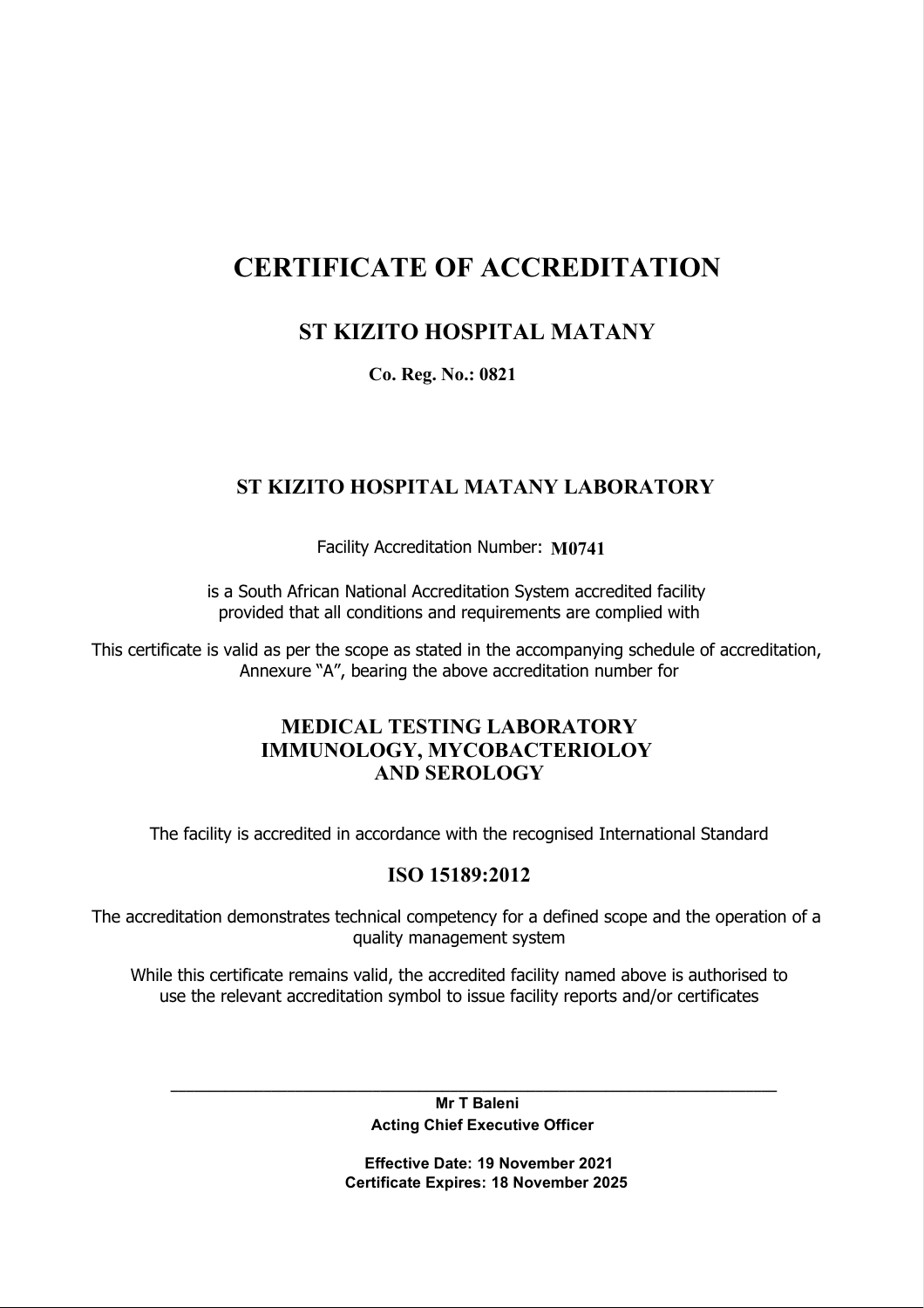# CERTIFICATE OF ACCREDITATION

## ST KIZITO HOSPITAL MATANY

**Co. Reg. No.: 0821**

### ST KIZITO HOSPITAL MATANY LABORATORY

Facility Accreditation Number: **M0741**

is a South African National Accreditation System accredited facility
provided that all conditions and requirements are complied with

This certificate is valid as per the scope as stated in the accompanying schedule of accreditation, Annexure "A", bearing the above accreditation number for

### MEDICAL TESTING LABORATORY
### IMMUNOLOGY, MYCOBACTERIOLOY
### AND SEROLOGY

The facility is accredited in accordance with the recognised International Standard

### ISO 15189:2012

The accreditation demonstrates technical competency for a defined scope and the operation of a quality management system

While this certificate remains valid, the accredited facility named above is authorised to use the relevant accreditation symbol to issue facility reports and/or certificates

---

**Mr T Baleni**
**Acting Chief Executive Officer**

**Effective Date: 19 November 2021**
**Certificate Expires: 18 November 2025**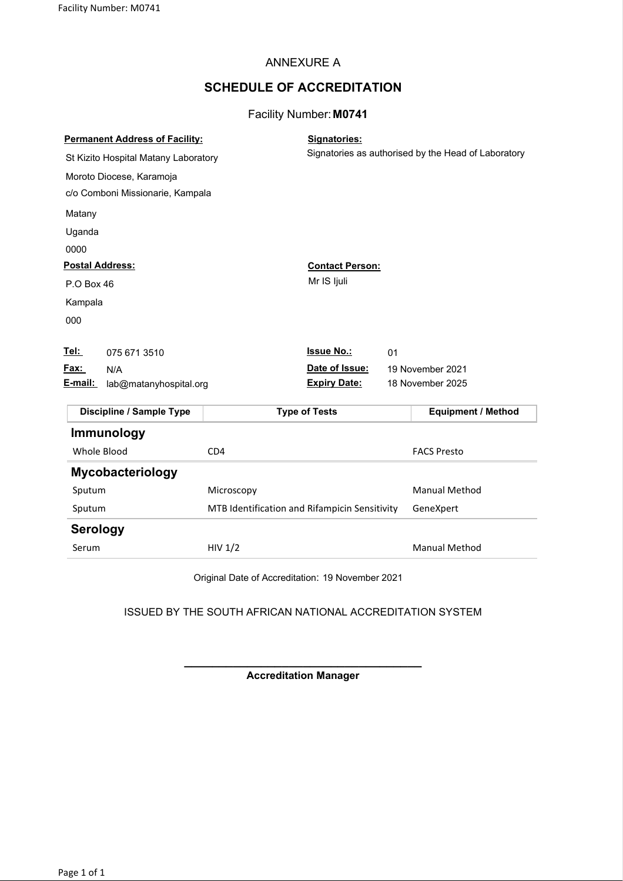ANNEXURE A

## SCHEDULE OF ACCREDITATION

Facility Number: **M0741**

**Permanent Address of Facility:**

St Kizito Hospital Matany Laboratory
Moroto Diocese, Karamoja
c/o Comboni Missionarie, Kampala
Matany
Uganda
0000

**Signatories:**

Signatories as authorised by the Head of Laboratory

**Postal Address:**

P.O Box 46
Kampala
000

**Contact Person:**

Mr IS Ijuli

**Tel:** 075 671 3510
**Fax:** N/A
**E-mail:** lab@matanyhospital.org

**Issue No.:** 01
**Date of Issue:** 19 November 2021
**Expiry Date:** 18 November 2025

| Discipline / Sample Type | Type of Tests | Equipment / Method |
|---|---|---|
| **Immunology** | | |
| Whole Blood | CD4 | FACS Presto |
| **Mycobacteriology** | | |
| Sputum | Microscopy | Manual Method |
| Sputum | MTB Identification and Rifampicin Sensitivity | GeneXpert |
| **Serology** | | |
| Serum | HIV 1/2 | Manual Method |

Original Date of Accreditation: 19 November 2021

ISSUED BY THE SOUTH AFRICAN NATIONAL ACCREDITATION SYSTEM

______________________________
**Accreditation Manager**